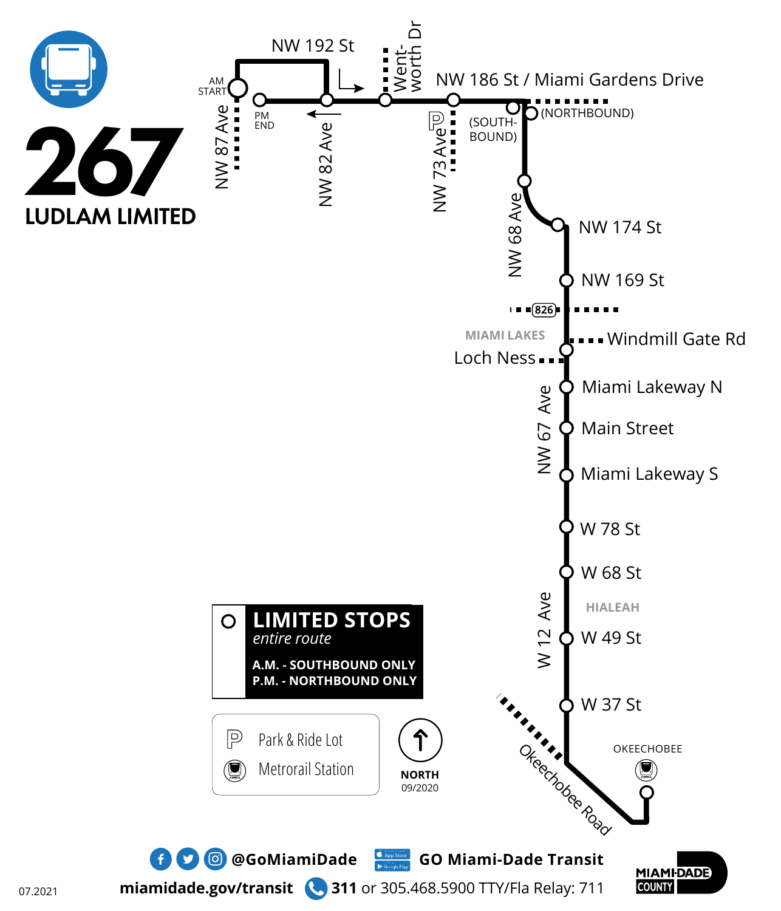# 267

## LUDLAM LIMITED

AM START

PM END

NW 192 St

NW 87 Ave

NW 82 Ave

Went-worth Dr

NW 186 St / Miami Gardens Drive

NW 73 Ave

(SOUTH-BOUND)

(NORTHBOUND)

NW 68 Ave

NW 174 St

NW 169 St

826

MIAMI LAKES

Windmill Gate Rd

Loch Ness

Miami Lakeway N

NW 67 Ave

Main Street

Miami Lakeway S

W 78 St

W 68 St

HIALEAH

W 12 Ave

W 49 St

W 37 St

Okeechobee Road

OKEECHOBEE

**LIMITED STOPS**
*entire route*

**A.M. - SOUTHBOUND ONLY**
**P.M. - NORTHBOUND ONLY**

Park & Ride Lot

Metrorail Station

NORTH
09/2020

@GoMiamiDade

GO Miami-Dade Transit

miamidade.gov/transit

311 or 305.468.5900 TTY/Fla Relay: 711

MIAMI-DADE COUNTY

07.2021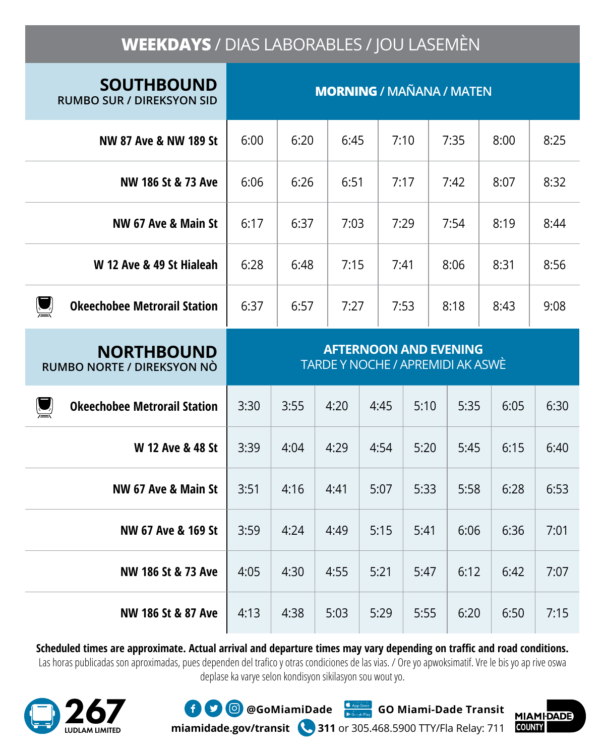## **WEEKDAYS** / DIAS LABORABLES / JOU LASEMÈN

| **SOUTHBOUND** RUMBO SUR / DIREKSYON SID | **MORNING** / MAÑANA / MATEN | | | | | | |
|---|---|---|---|---|---|---|---|
| NW 87 Ave & NW 189 St | 6:00 | 6:20 | 6:45 | 7:10 | 7:35 | 8:00 | 8:25 |
| NW 186 St & 73 Ave | 6:06 | 6:26 | 6:51 | 7:17 | 7:42 | 8:07 | 8:32 |
| NW 67 Ave & Main St | 6:17 | 6:37 | 7:03 | 7:29 | 7:54 | 8:19 | 8:44 |
| W 12 Ave & 49 St Hialeah | 6:28 | 6:48 | 7:15 | 7:41 | 8:06 | 8:31 | 8:56 |
| Okeechobee Metrorail Station | 6:37 | 6:57 | 7:27 | 7:53 | 8:18 | 8:43 | 9:08 |

| **NORTHBOUND** RUMBO NORTE / DIREKSYON NÒ | **AFTERNOON AND EVENING** TARDE Y NOCHE / APREMIDI AK ASWÈ | | | | | | | |
|---|---|---|---|---|---|---|---|---|
| Okeechobee Metrorail Station | 3:30 | 3:55 | 4:20 | 4:45 | 5:10 | 5:35 | 6:05 | 6:30 |
| W 12 Ave & 48 St | 3:39 | 4:04 | 4:29 | 4:54 | 5:20 | 5:45 | 6:15 | 6:40 |
| NW 67 Ave & Main St | 3:51 | 4:16 | 4:41 | 5:07 | 5:33 | 5:58 | 6:28 | 6:53 |
| NW 67 Ave & 169 St | 3:59 | 4:24 | 4:49 | 5:15 | 5:41 | 6:06 | 6:36 | 7:01 |
| NW 186 St & 73 Ave | 4:05 | 4:30 | 4:55 | 5:21 | 5:47 | 6:12 | 6:42 | 7:07 |
| NW 186 St & 87 Ave | 4:13 | 4:38 | 5:03 | 5:29 | 5:55 | 6:20 | 6:50 | 7:15 |

**Scheduled times are approximate. Actual arrival and departure times may vary depending on traffic and road conditions.**
Las horas publicadas son aproximadas, pues dependen del trafico y otras condiciones de las vias. / Ore yo apwoksimatif. Vre le bis yo ap rive oswa deplase ka varye selon kondisyon sikilasyon sou wout yo.

**267** LUDLAM LIMITED

@GoMiamiDade | GO Miami-Dade Transit

miamidade.gov/transit | **311** or 305.468.5900 TTY/Fla Relay: 711

MIAMI-DADE COUNTY